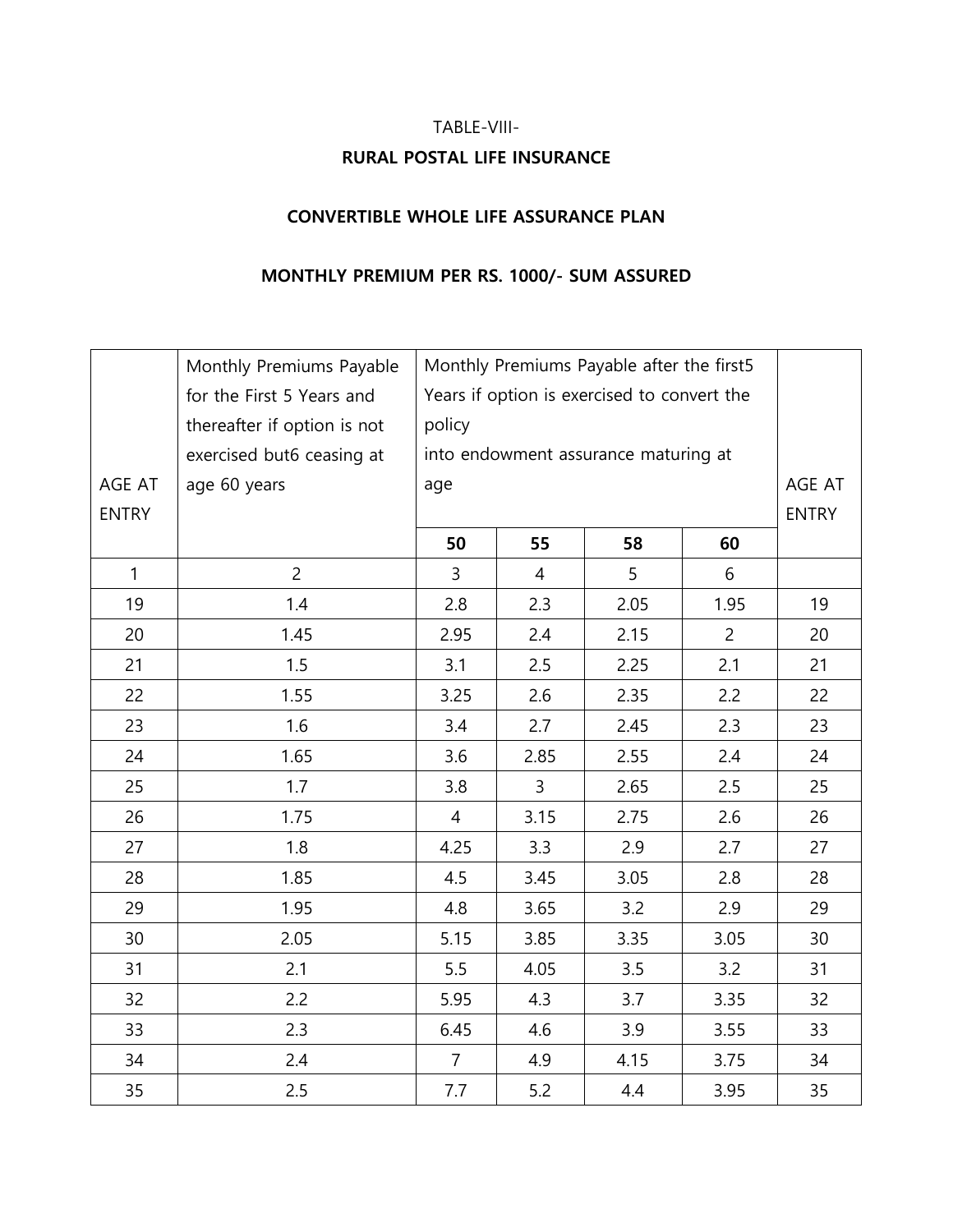TABLE-VIII-

**RURAL POSTAL LIFE INSURANCE**

**CONVERTIBLE WHOLE LIFE ASSURANCE PLAN**

**MONTHLY PREMIUM PER RS. 1000/- SUM ASSURED**

| AGE AT ENTRY | Monthly Premiums Payable for the First 5 Years and thereafter if option is not exercised but6 ceasing at age 60 years | Monthly Premiums Payable after the first5 Years if option is exercised to convert the policy into endowment assurance maturing at age | | | | AGE AT ENTRY |
|---|---|---|---|---|---|---|
| | | **50** | **55** | **58** | **60** | |
| 1 | 2 | 3 | 4 | 5 | 6 | |
| 19 | 1.4 | 2.8 | 2.3 | 2.05 | 1.95 | 19 |
| 20 | 1.45 | 2.95 | 2.4 | 2.15 | 2 | 20 |
| 21 | 1.5 | 3.1 | 2.5 | 2.25 | 2.1 | 21 |
| 22 | 1.55 | 3.25 | 2.6 | 2.35 | 2.2 | 22 |
| 23 | 1.6 | 3.4 | 2.7 | 2.45 | 2.3 | 23 |
| 24 | 1.65 | 3.6 | 2.85 | 2.55 | 2.4 | 24 |
| 25 | 1.7 | 3.8 | 3 | 2.65 | 2.5 | 25 |
| 26 | 1.75 | 4 | 3.15 | 2.75 | 2.6 | 26 |
| 27 | 1.8 | 4.25 | 3.3 | 2.9 | 2.7 | 27 |
| 28 | 1.85 | 4.5 | 3.45 | 3.05 | 2.8 | 28 |
| 29 | 1.95 | 4.8 | 3.65 | 3.2 | 2.9 | 29 |
| 30 | 2.05 | 5.15 | 3.85 | 3.35 | 3.05 | 30 |
| 31 | 2.1 | 5.5 | 4.05 | 3.5 | 3.2 | 31 |
| 32 | 2.2 | 5.95 | 4.3 | 3.7 | 3.35 | 32 |
| 33 | 2.3 | 6.45 | 4.6 | 3.9 | 3.55 | 33 |
| 34 | 2.4 | 7 | 4.9 | 4.15 | 3.75 | 34 |
| 35 | 2.5 | 7.7 | 5.2 | 4.4 | 3.95 | 35 |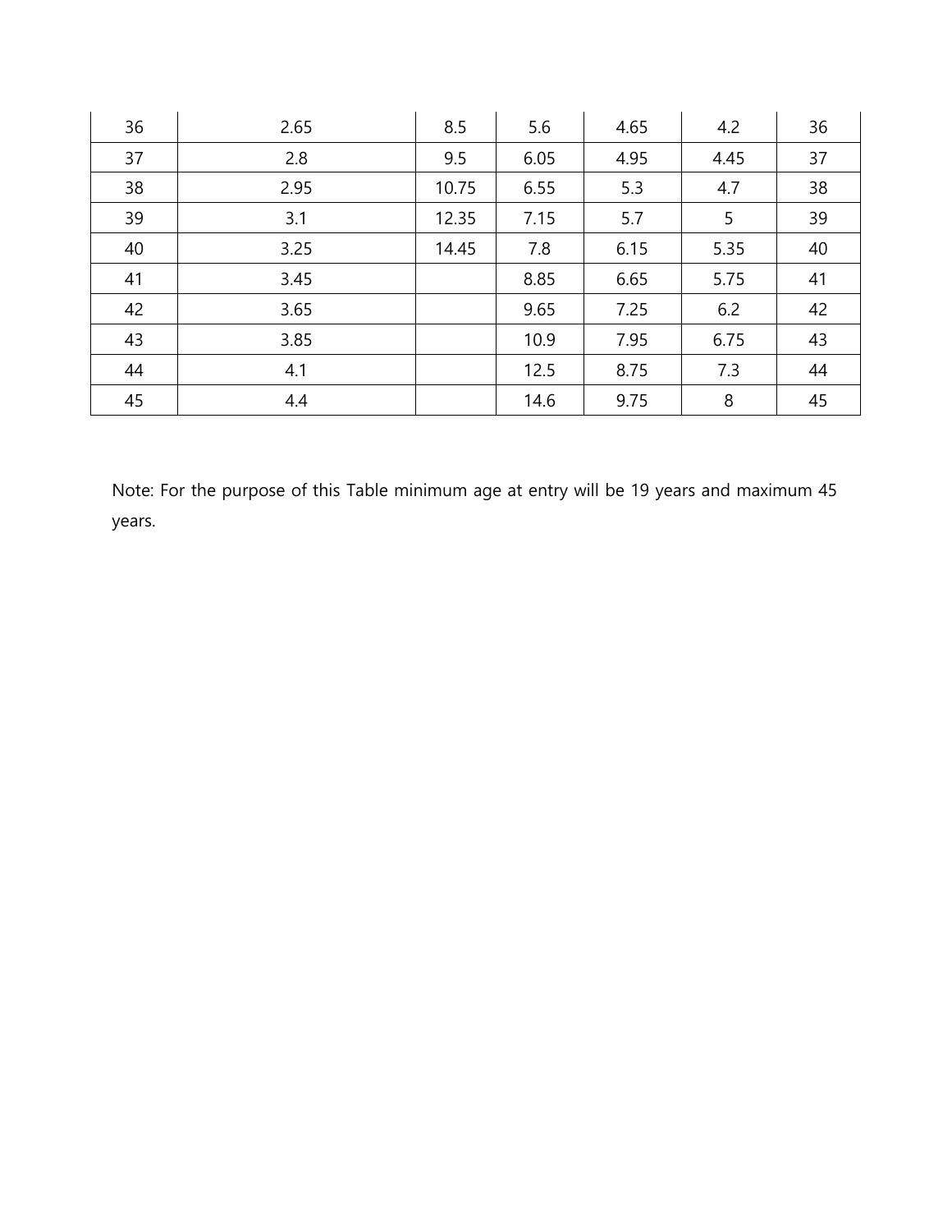| | | | | | | |
|---|---|---|---|---|---|---|
| 36 | 2.65 | 8.5 | 5.6 | 4.65 | 4.2 | 36 |
| 37 | 2.8 | 9.5 | 6.05 | 4.95 | 4.45 | 37 |
| 38 | 2.95 | 10.75 | 6.55 | 5.3 | 4.7 | 38 |
| 39 | 3.1 | 12.35 | 7.15 | 5.7 | 5 | 39 |
| 40 | 3.25 | 14.45 | 7.8 | 6.15 | 5.35 | 40 |
| 41 | 3.45 | | 8.85 | 6.65 | 5.75 | 41 |
| 42 | 3.65 | | 9.65 | 7.25 | 6.2 | 42 |
| 43 | 3.85 | | 10.9 | 7.95 | 6.75 | 43 |
| 44 | 4.1 | | 12.5 | 8.75 | 7.3 | 44 |
| 45 | 4.4 | | 14.6 | 9.75 | 8 | 45 |

Note: For the purpose of this Table minimum age at entry will be 19 years and maximum 45 years.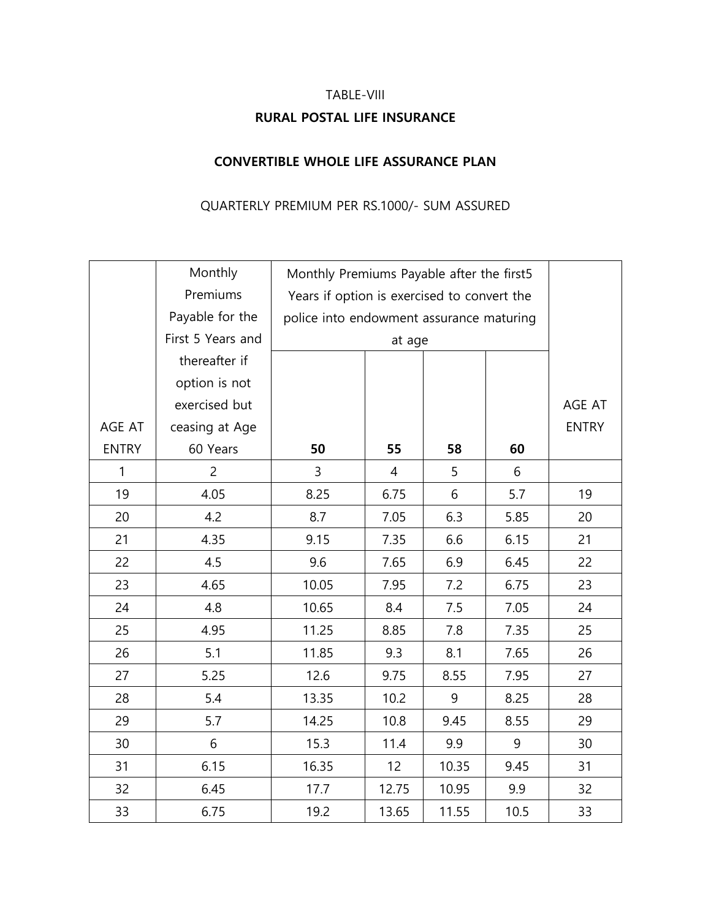TABLE-VIII

**RURAL POSTAL LIFE INSURANCE**

**CONVERTIBLE WHOLE LIFE ASSURANCE PLAN**

QUARTERLY PREMIUM PER RS.1000/- SUM ASSURED

| AGE AT ENTRY | Monthly Premiums Payable for the First 5 Years and thereafter if option is not exercised but ceasing at Age 60 Years | Monthly Premiums Payable after the first5 Years if option is exercised to convert the police into endowment assurance maturing at age | | | | AGE AT ENTRY |
|---|---|---|---|---|---|---|
| | | **50** | **55** | **58** | **60** | |
| 1 | 2 | 3 | 4 | 5 | 6 | |
| 19 | 4.05 | 8.25 | 6.75 | 6 | 5.7 | 19 |
| 20 | 4.2 | 8.7 | 7.05 | 6.3 | 5.85 | 20 |
| 21 | 4.35 | 9.15 | 7.35 | 6.6 | 6.15 | 21 |
| 22 | 4.5 | 9.6 | 7.65 | 6.9 | 6.45 | 22 |
| 23 | 4.65 | 10.05 | 7.95 | 7.2 | 6.75 | 23 |
| 24 | 4.8 | 10.65 | 8.4 | 7.5 | 7.05 | 24 |
| 25 | 4.95 | 11.25 | 8.85 | 7.8 | 7.35 | 25 |
| 26 | 5.1 | 11.85 | 9.3 | 8.1 | 7.65 | 26 |
| 27 | 5.25 | 12.6 | 9.75 | 8.55 | 7.95 | 27 |
| 28 | 5.4 | 13.35 | 10.2 | 9 | 8.25 | 28 |
| 29 | 5.7 | 14.25 | 10.8 | 9.45 | 8.55 | 29 |
| 30 | 6 | 15.3 | 11.4 | 9.9 | 9 | 30 |
| 31 | 6.15 | 16.35 | 12 | 10.35 | 9.45 | 31 |
| 32 | 6.45 | 17.7 | 12.75 | 10.95 | 9.9 | 32 |
| 33 | 6.75 | 19.2 | 13.65 | 11.55 | 10.5 | 33 |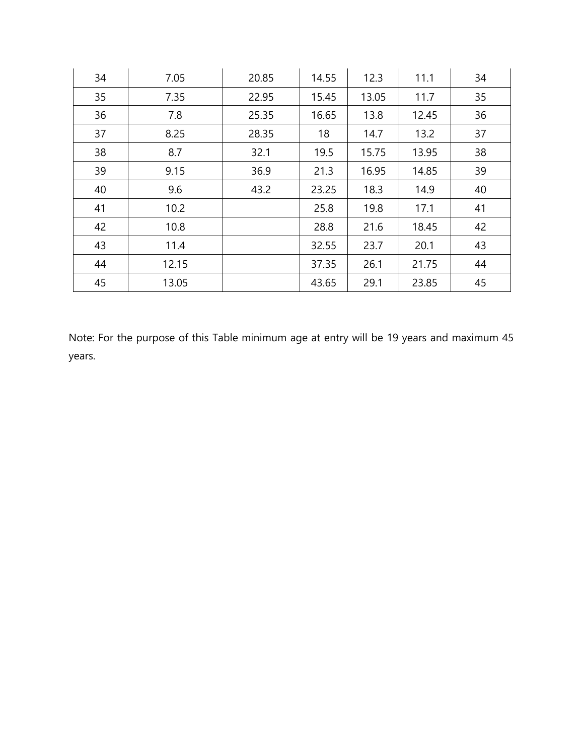| | | | | | | |
|---|---|---|---|---|---|---|
| 34 | 7.05 | 20.85 | 14.55 | 12.3 | 11.1 | 34 |
| 35 | 7.35 | 22.95 | 15.45 | 13.05 | 11.7 | 35 |
| 36 | 7.8 | 25.35 | 16.65 | 13.8 | 12.45 | 36 |
| 37 | 8.25 | 28.35 | 18 | 14.7 | 13.2 | 37 |
| 38 | 8.7 | 32.1 | 19.5 | 15.75 | 13.95 | 38 |
| 39 | 9.15 | 36.9 | 21.3 | 16.95 | 14.85 | 39 |
| 40 | 9.6 | 43.2 | 23.25 | 18.3 | 14.9 | 40 |
| 41 | 10.2 | | 25.8 | 19.8 | 17.1 | 41 |
| 42 | 10.8 | | 28.8 | 21.6 | 18.45 | 42 |
| 43 | 11.4 | | 32.55 | 23.7 | 20.1 | 43 |
| 44 | 12.15 | | 37.35 | 26.1 | 21.75 | 44 |
| 45 | 13.05 | | 43.65 | 29.1 | 23.85 | 45 |

Note: For the purpose of this Table minimum age at entry will be 19 years and maximum 45 years.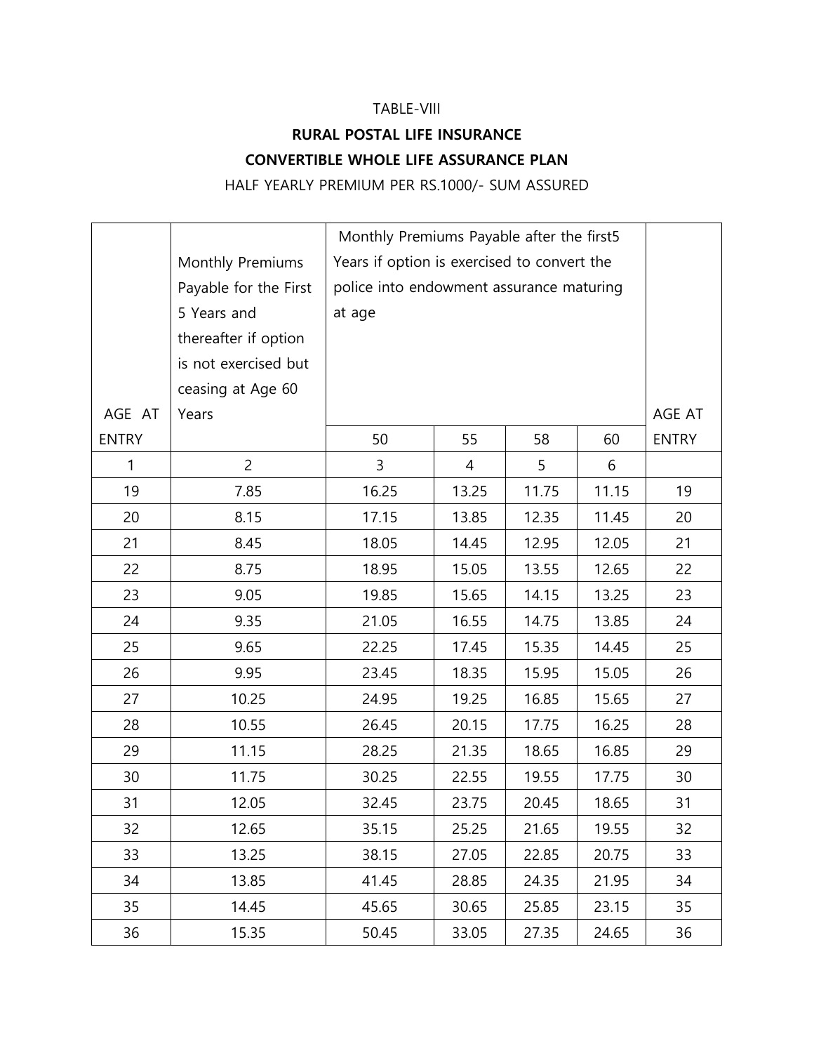TABLE-VIII

**RURAL POSTAL LIFE INSURANCE**

**CONVERTIBLE WHOLE LIFE ASSURANCE PLAN**

HALF YEARLY PREMIUM PER RS.1000/- SUM ASSURED

| AGE AT ENTRY | Monthly Premiums Payable for the First 5 Years and thereafter if option is not exercised but ceasing at Age 60 Years | Monthly Premiums Payable after the first5 Years if option is exercised to convert the police into endowment assurance maturing at age | | | | AGE AT ENTRY |
|---|---|---|---|---|---|---|
| | | 50 | 55 | 58 | 60 | |
| 1 | 2 | 3 | 4 | 5 | 6 | |
| 19 | 7.85 | 16.25 | 13.25 | 11.75 | 11.15 | 19 |
| 20 | 8.15 | 17.15 | 13.85 | 12.35 | 11.45 | 20 |
| 21 | 8.45 | 18.05 | 14.45 | 12.95 | 12.05 | 21 |
| 22 | 8.75 | 18.95 | 15.05 | 13.55 | 12.65 | 22 |
| 23 | 9.05 | 19.85 | 15.65 | 14.15 | 13.25 | 23 |
| 24 | 9.35 | 21.05 | 16.55 | 14.75 | 13.85 | 24 |
| 25 | 9.65 | 22.25 | 17.45 | 15.35 | 14.45 | 25 |
| 26 | 9.95 | 23.45 | 18.35 | 15.95 | 15.05 | 26 |
| 27 | 10.25 | 24.95 | 19.25 | 16.85 | 15.65 | 27 |
| 28 | 10.55 | 26.45 | 20.15 | 17.75 | 16.25 | 28 |
| 29 | 11.15 | 28.25 | 21.35 | 18.65 | 16.85 | 29 |
| 30 | 11.75 | 30.25 | 22.55 | 19.55 | 17.75 | 30 |
| 31 | 12.05 | 32.45 | 23.75 | 20.45 | 18.65 | 31 |
| 32 | 12.65 | 35.15 | 25.25 | 21.65 | 19.55 | 32 |
| 33 | 13.25 | 38.15 | 27.05 | 22.85 | 20.75 | 33 |
| 34 | 13.85 | 41.45 | 28.85 | 24.35 | 21.95 | 34 |
| 35 | 14.45 | 45.65 | 30.65 | 25.85 | 23.15 | 35 |
| 36 | 15.35 | 50.45 | 33.05 | 27.35 | 24.65 | 36 |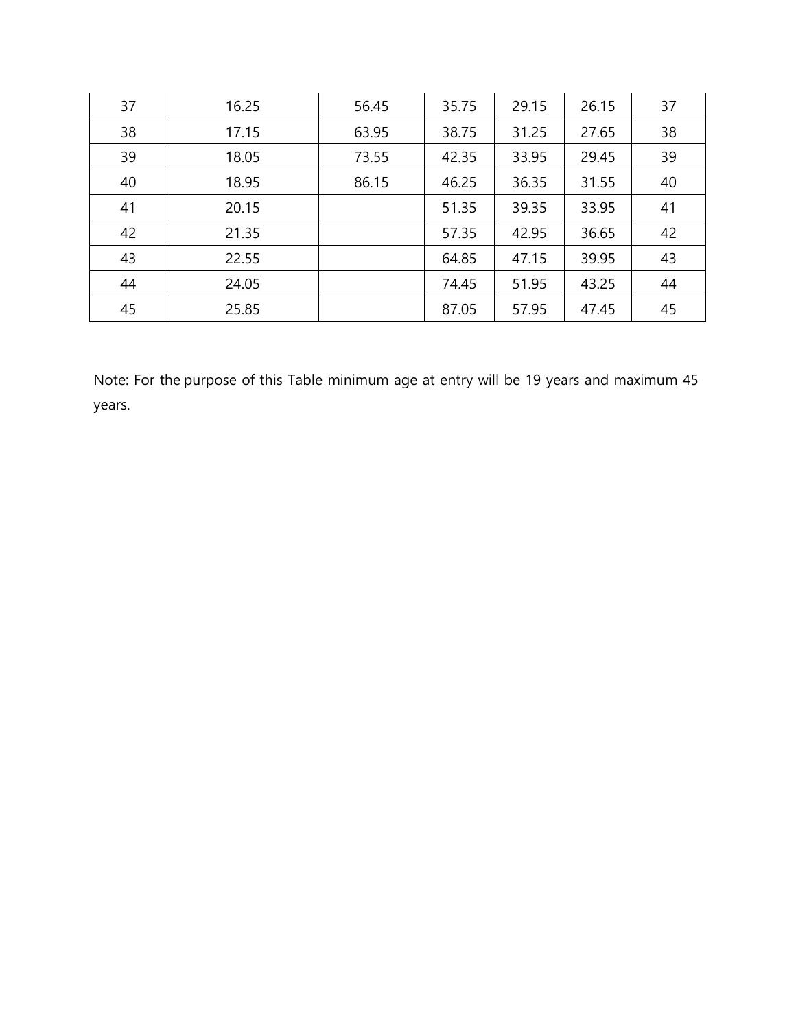| 37 | 16.25 | 56.45 | 35.75 | 29.15 | 26.15 | 37 |
|---|---|---|---|---|---|---|
| 38 | 17.15 | 63.95 | 38.75 | 31.25 | 27.65 | 38 |
| 39 | 18.05 | 73.55 | 42.35 | 33.95 | 29.45 | 39 |
| 40 | 18.95 | 86.15 | 46.25 | 36.35 | 31.55 | 40 |
| 41 | 20.15 | | 51.35 | 39.35 | 33.95 | 41 |
| 42 | 21.35 | | 57.35 | 42.95 | 36.65 | 42 |
| 43 | 22.55 | | 64.85 | 47.15 | 39.95 | 43 |
| 44 | 24.05 | | 74.45 | 51.95 | 43.25 | 44 |
| 45 | 25.85 | | 87.05 | 57.95 | 47.45 | 45 |

Note: For the purpose of this Table minimum age at entry will be 19 years and maximum 45 years.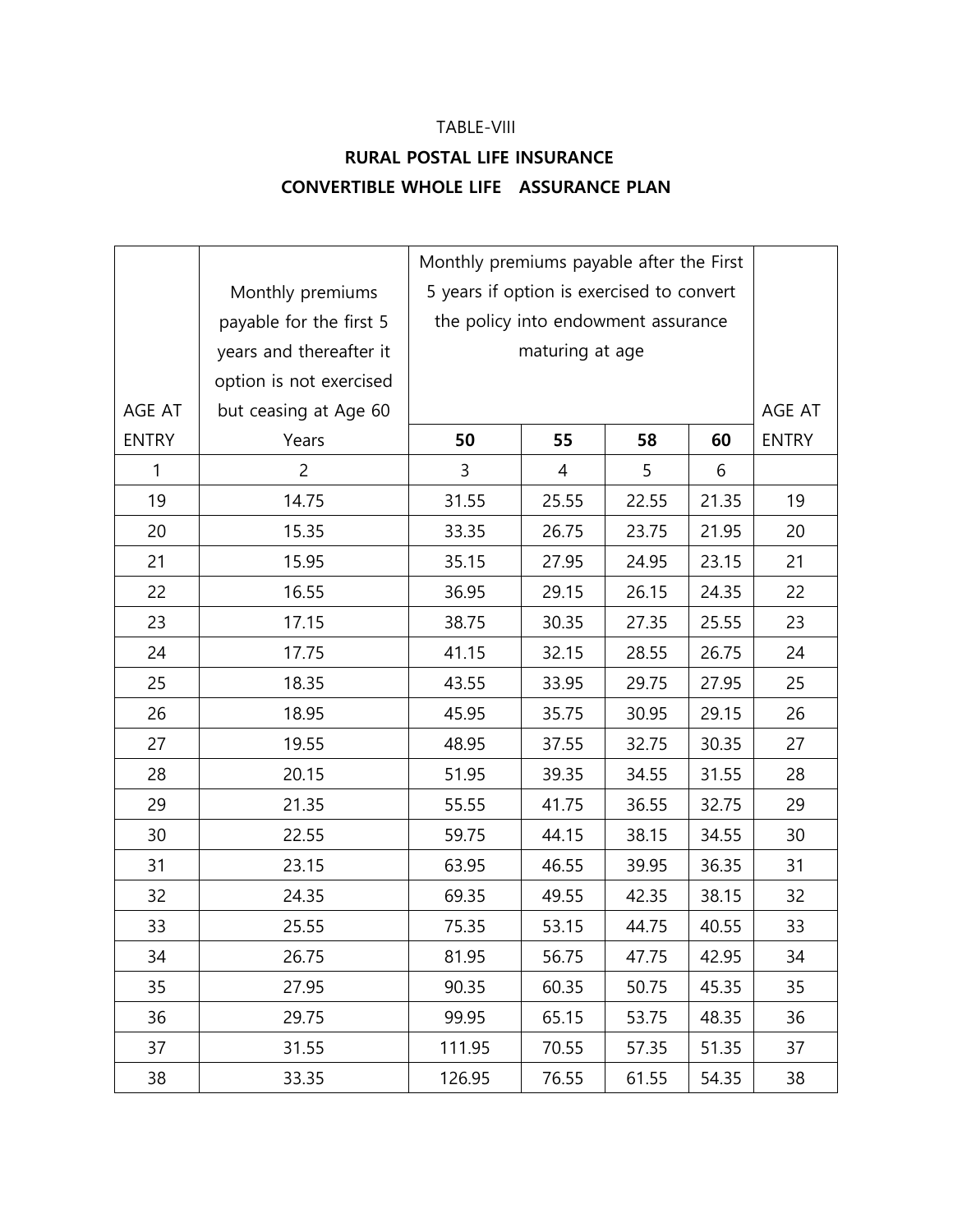TABLE-VIII

**RURAL POSTAL LIFE INSURANCE**

**CONVERTIBLE WHOLE LIFE ASSURANCE PLAN**

| AGE AT ENTRY | Monthly premiums payable for the first 5 years and thereafter it option is not exercised but ceasing at Age 60 Years | Monthly premiums payable after the First 5 years if option is exercised to convert the policy into endowment assurance maturing at age | | | | AGE AT ENTRY |
|---|---|---|---|---|---|---|
| | | **50** | **55** | **58** | **60** | |
| 1 | 2 | 3 | 4 | 5 | 6 | |
| 19 | 14.75 | 31.55 | 25.55 | 22.55 | 21.35 | 19 |
| 20 | 15.35 | 33.35 | 26.75 | 23.75 | 21.95 | 20 |
| 21 | 15.95 | 35.15 | 27.95 | 24.95 | 23.15 | 21 |
| 22 | 16.55 | 36.95 | 29.15 | 26.15 | 24.35 | 22 |
| 23 | 17.15 | 38.75 | 30.35 | 27.35 | 25.55 | 23 |
| 24 | 17.75 | 41.15 | 32.15 | 28.55 | 26.75 | 24 |
| 25 | 18.35 | 43.55 | 33.95 | 29.75 | 27.95 | 25 |
| 26 | 18.95 | 45.95 | 35.75 | 30.95 | 29.15 | 26 |
| 27 | 19.55 | 48.95 | 37.55 | 32.75 | 30.35 | 27 |
| 28 | 20.15 | 51.95 | 39.35 | 34.55 | 31.55 | 28 |
| 29 | 21.35 | 55.55 | 41.75 | 36.55 | 32.75 | 29 |
| 30 | 22.55 | 59.75 | 44.15 | 38.15 | 34.55 | 30 |
| 31 | 23.15 | 63.95 | 46.55 | 39.95 | 36.35 | 31 |
| 32 | 24.35 | 69.35 | 49.55 | 42.35 | 38.15 | 32 |
| 33 | 25.55 | 75.35 | 53.15 | 44.75 | 40.55 | 33 |
| 34 | 26.75 | 81.95 | 56.75 | 47.75 | 42.95 | 34 |
| 35 | 27.95 | 90.35 | 60.35 | 50.75 | 45.35 | 35 |
| 36 | 29.75 | 99.95 | 65.15 | 53.75 | 48.35 | 36 |
| 37 | 31.55 | 111.95 | 70.55 | 57.35 | 51.35 | 37 |
| 38 | 33.35 | 126.95 | 76.55 | 61.55 | 54.35 | 38 |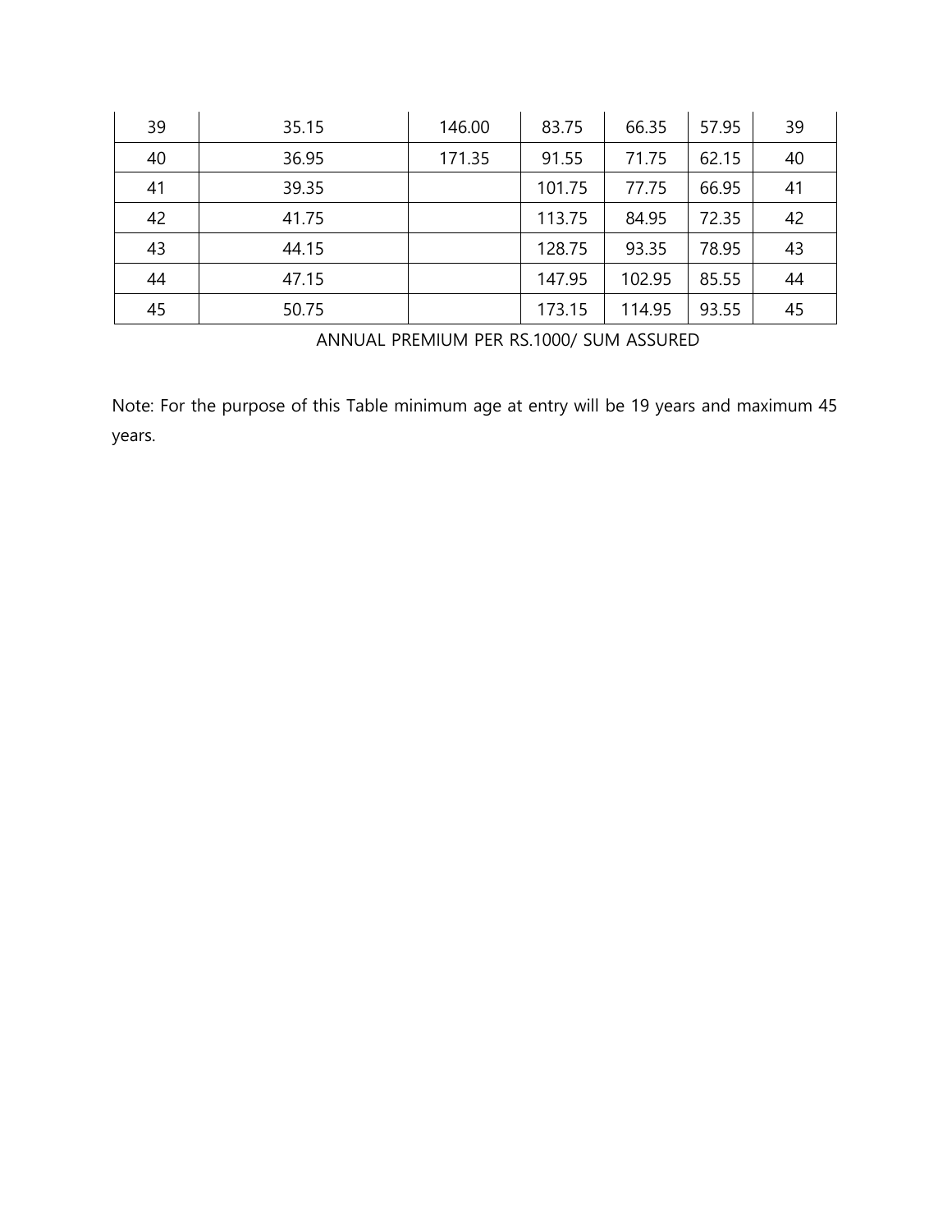| | | | | | | |
|---|---|---|---|---|---|---|
| 39 | 35.15 | 146.00 | 83.75 | 66.35 | 57.95 | 39 |
| 40 | 36.95 | 171.35 | 91.55 | 71.75 | 62.15 | 40 |
| 41 | 39.35 | | 101.75 | 77.75 | 66.95 | 41 |
| 42 | 41.75 | | 113.75 | 84.95 | 72.35 | 42 |
| 43 | 44.15 | | 128.75 | 93.35 | 78.95 | 43 |
| 44 | 47.15 | | 147.95 | 102.95 | 85.55 | 44 |
| 45 | 50.75 | | 173.15 | 114.95 | 93.55 | 45 |

ANNUAL PREMIUM PER RS.1000/ SUM ASSURED

Note: For the purpose of this Table minimum age at entry will be 19 years and maximum 45 years.